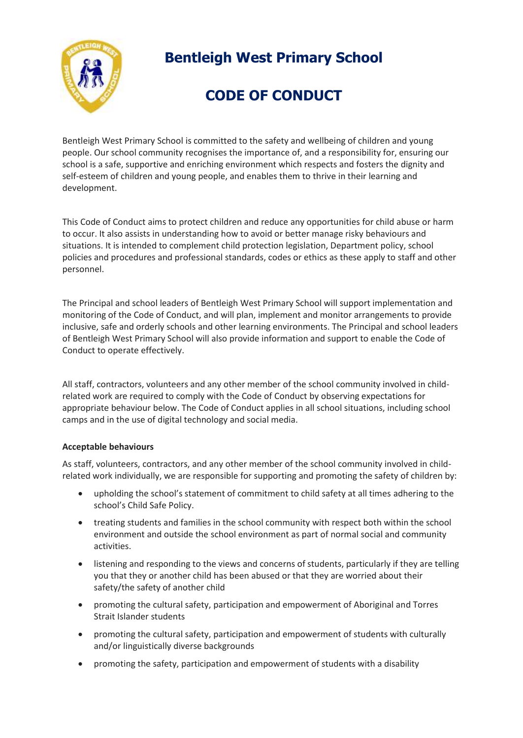# Bentleigh West Primary School

# CODE OF CONDUCT

Bentleigh West Primary School is committed to the safety and wellbeing of children and young people. Our school community recognises the importance of, and a responsibility for, ensuring our school is a safe, supportive and enriching environment which respects and fosters the dignity and self-esteem of children and young people, and enables them to thrive in their learning and development.

This Code of Conduct aims to protect children and reduce any opportunities for child abuse or harm to occur. It also assists in understanding how to avoid or better manage risky behaviours and situations. It is intended to complement child protection legislation, Department policy, school policies and procedures and professional standards, codes or ethics as these apply to staff and other personnel.

The Principal and school leaders of Bentleigh West Primary School will support implementation and monitoring of the Code of Conduct, and will plan, implement and monitor arrangements to provide inclusive, safe and orderly schools and other learning environments. The Principal and school leaders of Bentleigh West Primary School will also provide information and support to enable the Code of Conduct to operate effectively.

All staff, contractors, volunteers and any other member of the school community involved in child-related work are required to comply with the Code of Conduct by observing expectations for appropriate behaviour below. The Code of Conduct applies in all school situations, including school camps and in the use of digital technology and social media.

**Acceptable behaviours**

As staff, volunteers, contractors, and any other member of the school community involved in child-related work individually, we are responsible for supporting and promoting the safety of children by:

- upholding the school's statement of commitment to child safety at all times adhering to the school's Child Safe Policy.
- treating students and families in the school community with respect both within the school environment and outside the school environment as part of normal social and community activities.
- listening and responding to the views and concerns of students, particularly if they are telling you that they or another child has been abused or that they are worried about their safety/the safety of another child
- promoting the cultural safety, participation and empowerment of Aboriginal and Torres Strait Islander students
- promoting the cultural safety, participation and empowerment of students with culturally and/or linguistically diverse backgrounds
- promoting the safety, participation and empowerment of students with a disability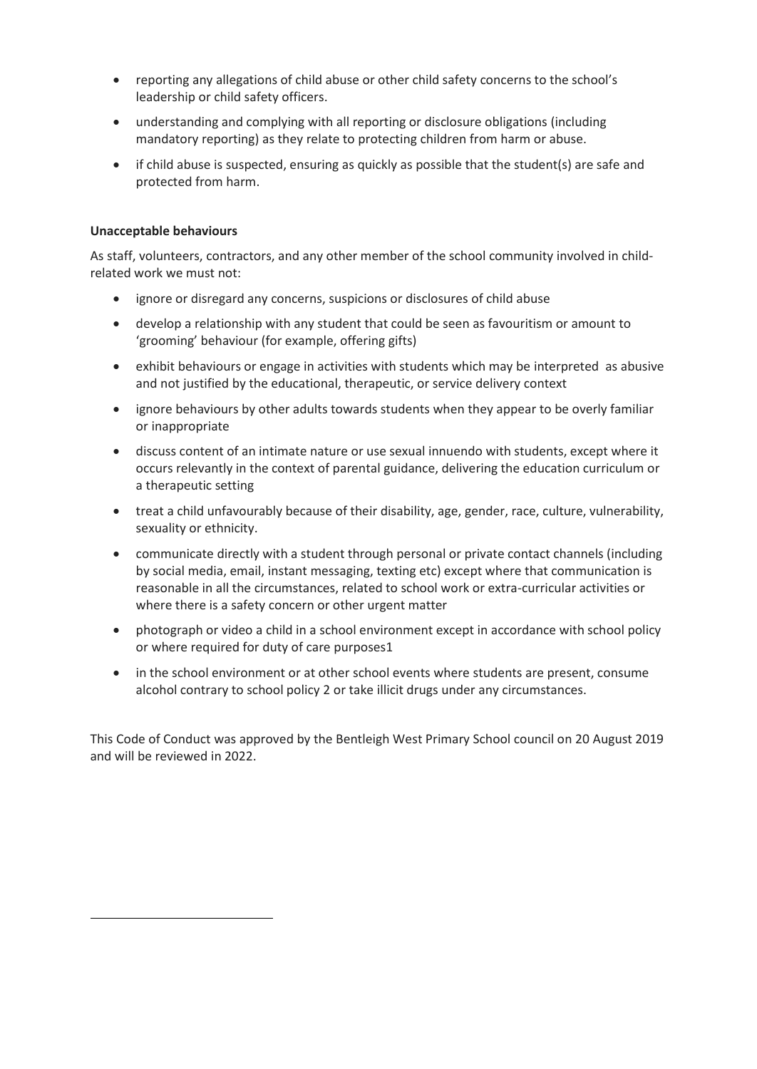- reporting any allegations of child abuse or other child safety concerns to the school's leadership or child safety officers.
- understanding and complying with all reporting or disclosure obligations (including mandatory reporting) as they relate to protecting children from harm or abuse.
- if child abuse is suspected, ensuring as quickly as possible that the student(s) are safe and protected from harm.

**Unacceptable behaviours**

As staff, volunteers, contractors, and any other member of the school community involved in child-related work we must not:

- ignore or disregard any concerns, suspicions or disclosures of child abuse
- develop a relationship with any student that could be seen as favouritism or amount to 'grooming' behaviour (for example, offering gifts)
- exhibit behaviours or engage in activities with students which may be interpreted as abusive and not justified by the educational, therapeutic, or service delivery context
- ignore behaviours by other adults towards students when they appear to be overly familiar or inappropriate
- discuss content of an intimate nature or use sexual innuendo with students, except where it occurs relevantly in the context of parental guidance, delivering the education curriculum or a therapeutic setting
- treat a child unfavourably because of their disability, age, gender, race, culture, vulnerability, sexuality or ethnicity.
- communicate directly with a student through personal or private contact channels (including by social media, email, instant messaging, texting etc) except where that communication is reasonable in all the circumstances, related to school work or extra-curricular activities or where there is a safety concern or other urgent matter
- photograph or video a child in a school environment except in accordance with school policy or where required for duty of care purposes[1]
- in the school environment or at other school events where students are present, consume alcohol contrary to school policy [2] or take illicit drugs under any circumstances.

This Code of Conduct was approved by the Bentleigh West Primary School council on 20 August 2019 and will be reviewed in 2022.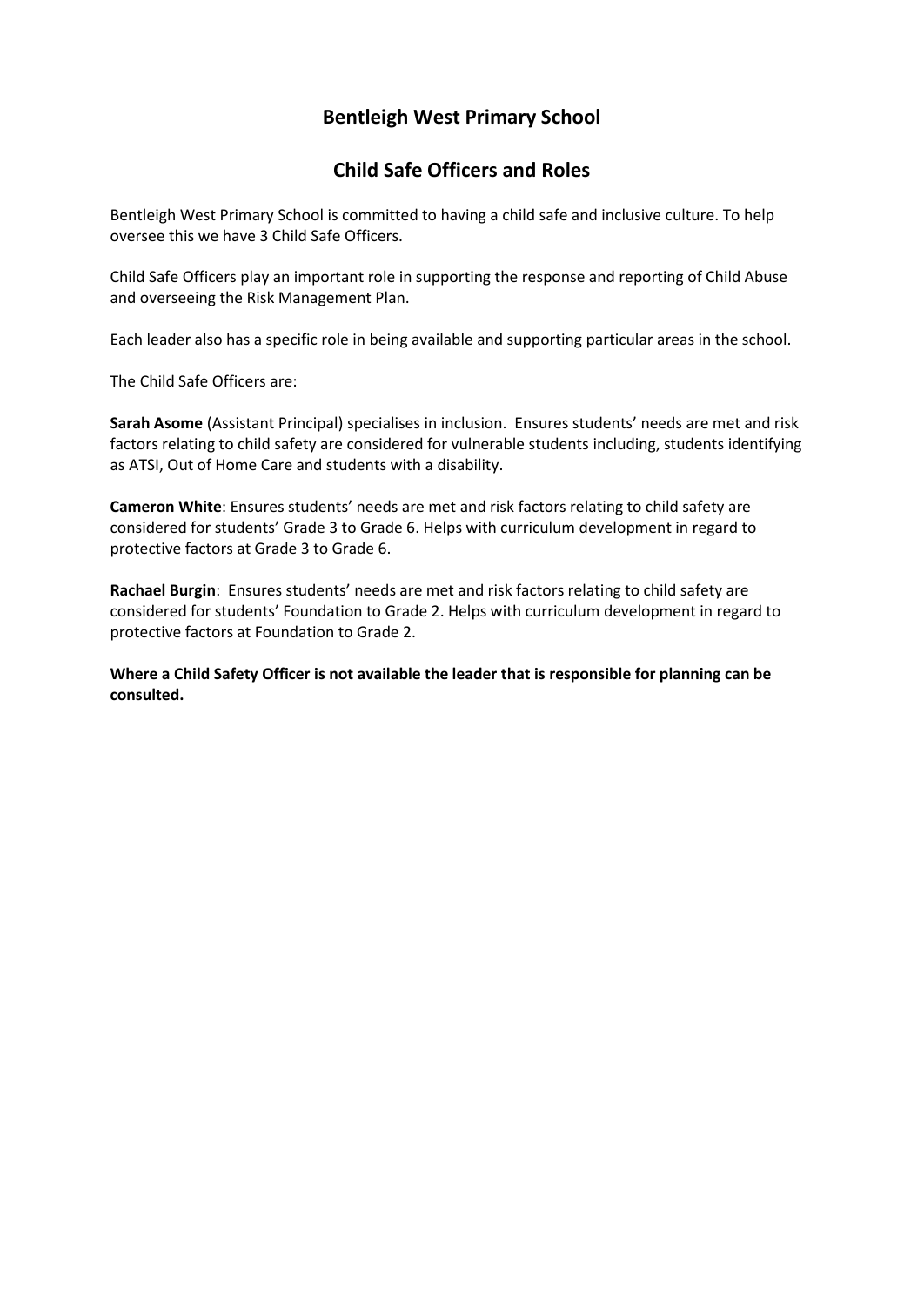# Bentleigh West Primary School

## Child Safe Officers and Roles

Bentleigh West Primary School is committed to having a child safe and inclusive culture. To help oversee this we have 3 Child Safe Officers.

Child Safe Officers play an important role in supporting the response and reporting of Child Abuse and overseeing the Risk Management Plan.

Each leader also has a specific role in being available and supporting particular areas in the school.

The Child Safe Officers are:

**Sarah Asome** (Assistant Principal) specialises in inclusion. Ensures students' needs are met and risk factors relating to child safety are considered for vulnerable students including, students identifying as ATSI, Out of Home Care and students with a disability.

**Cameron White**: Ensures students' needs are met and risk factors relating to child safety are considered for students' Grade 3 to Grade 6. Helps with curriculum development in regard to protective factors at Grade 3 to Grade 6.

**Rachael Burgin**: Ensures students' needs are met and risk factors relating to child safety are considered for students' Foundation to Grade 2. Helps with curriculum development in regard to protective factors at Foundation to Grade 2.

**Where a Child Safety Officer is not available the leader that is responsible for planning can be consulted.**